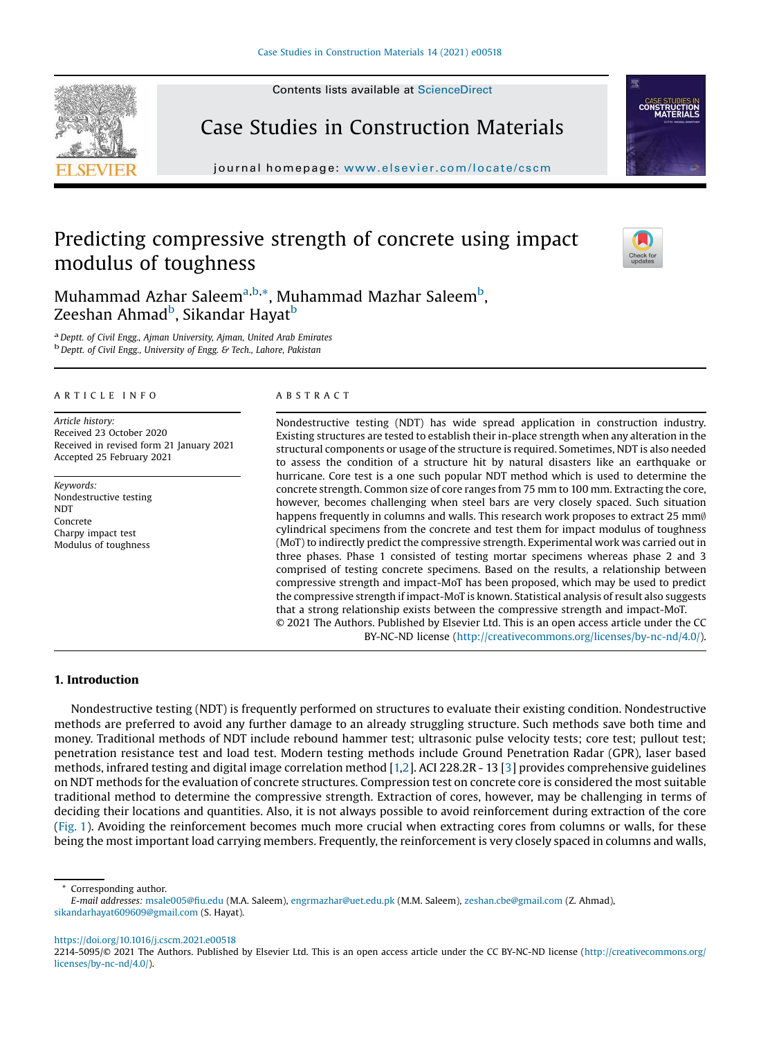# Predicting compressive strength of concrete using impact modulus of toughness

Muhammad Azhar Saleem[a,b,*], Muhammad Mazhar Saleem[b], Zeeshan Ahmad[b], Sikandar Hayat[b]

[a] Deptt. of Civil Engg., Ajman University, Ajman, United Arab Emirates

[b] Deptt. of Civil Engg., University of Engg. & Tech., Lahore, Pakistan

## ARTICLE INFO

*Article history:*
Received 23 October 2020
Received in revised form 21 January 2021
Accepted 25 February 2021

*Keywords:*
Nondestructive testing
NDT
Concrete
Charpy impact test
Modulus of toughness

## ABSTRACT

Nondestructive testing (NDT) has wide spread application in construction industry. Existing structures are tested to establish their in-place strength when any alteration in the structural components or usage of the structure is required. Sometimes, NDT is also needed to assess the condition of a structure hit by natural disasters like an earthquake or hurricane. Core test is a one such popular NDT method which is used to determine the concrete strength. Common size of core ranges from 75 mm to 100 mm. Extracting the core, however, becomes challenging when steel bars are very closely spaced. Such situation happens frequently in columns and walls. This research work proposes to extract 25 mm∅ cylindrical specimens from the concrete and test them for impact modulus of toughness (MoT) to indirectly predict the compressive strength. Experimental work was carried out in three phases. Phase 1 consisted of testing mortar specimens whereas phase 2 and 3 comprised of testing concrete specimens. Based on the results, a relationship between compressive strength and impact-MoT has been proposed, which may be used to predict the compressive strength if impact-MoT is known. Statistical analysis of result also suggests that a strong relationship exists between the compressive strength and impact-MoT.

© 2021 The Authors. Published by Elsevier Ltd. This is an open access article under the CC BY-NC-ND license (http://creativecommons.org/licenses/by-nc-nd/4.0/).

## 1. Introduction

Nondestructive testing (NDT) is frequently performed on structures to evaluate their existing condition. Nondestructive methods are preferred to avoid any further damage to an already struggling structure. Such methods save both time and money. Traditional methods of NDT include rebound hammer test; ultrasonic pulse velocity tests; core test; pullout test; penetration resistance test and load test. Modern testing methods include Ground Penetration Radar (GPR), laser based methods, infrared testing and digital image correlation method [1,2]. ACI 228.2R - 13 [3] provides comprehensive guidelines on NDT methods for the evaluation of concrete structures. Compression test on concrete core is considered the most suitable traditional method to determine the compressive strength. Extraction of cores, however, may be challenging in terms of deciding their locations and quantities. Also, it is not always possible to avoid reinforcement during extraction of the core (Fig. 1). Avoiding the reinforcement becomes much more crucial when extracting cores from columns or walls, for these being the most important load carrying members. Frequently, the reinforcement is very closely spaced in columns and walls,

\* Corresponding author.
*E-mail addresses:* msale005@fiu.edu (M.A. Saleem), engrmazhar@uet.edu.pk (M.M. Saleem), zeshan.cbe@gmail.com (Z. Ahmad), sikandarhayat609609@gmail.com (S. Hayat).

https://doi.org/10.1016/j.cscm.2021.e00518
2214-5095/© 2021 The Authors. Published by Elsevier Ltd. This is an open access article under the CC BY-NC-ND license (http://creativecommons.org/licenses/by-nc-nd/4.0/).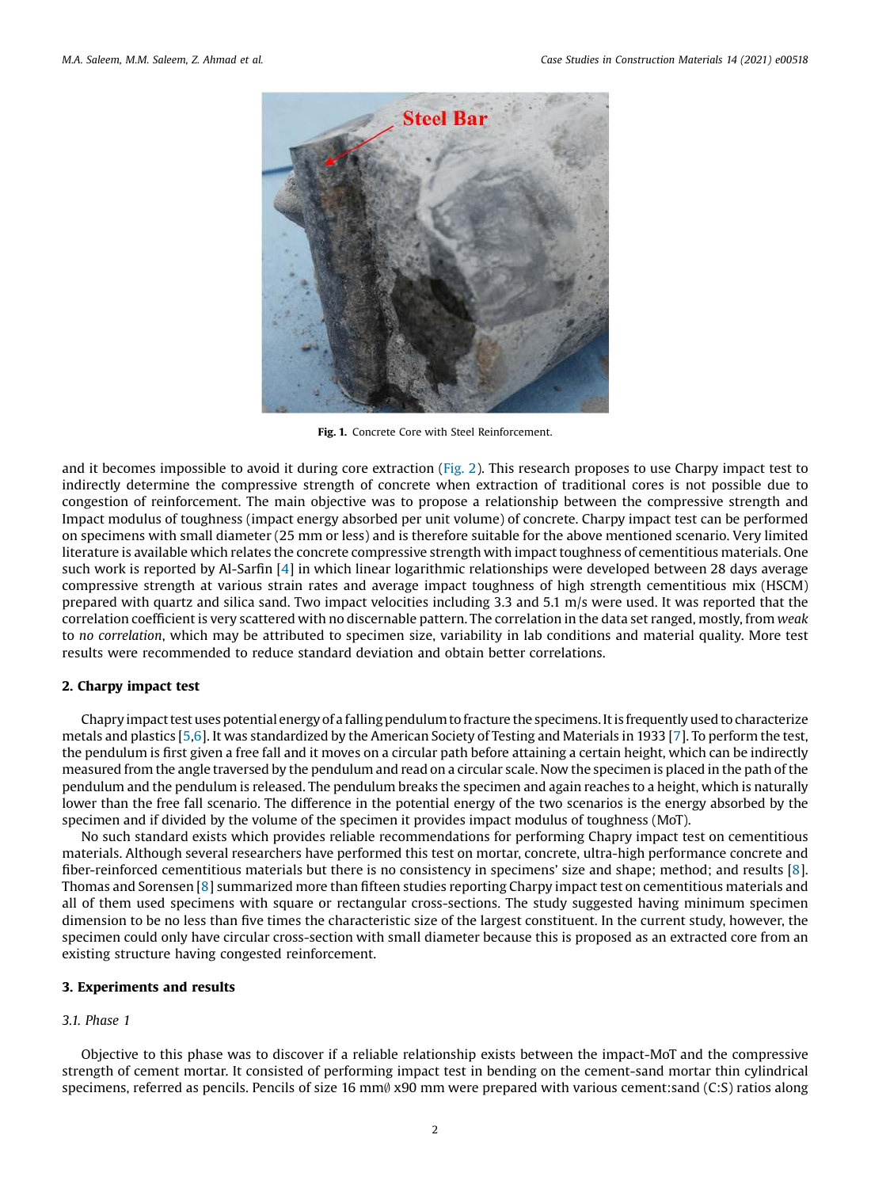Fig. 1. Concrete Core with Steel Reinforcement.

and it becomes impossible to avoid it during core extraction (Fig. 2). This research proposes to use Charpy impact test to indirectly determine the compressive strength of concrete when extraction of traditional cores is not possible due to congestion of reinforcement. The main objective was to propose a relationship between the compressive strength and Impact modulus of toughness (impact energy absorbed per unit volume) of concrete. Charpy impact test can be performed on specimens with small diameter (25 mm or less) and is therefore suitable for the above mentioned scenario. Very limited literature is available which relates the concrete compressive strength with impact toughness of cementitious materials. One such work is reported by Al-Sarfin [4] in which linear logarithmic relationships were developed between 28 days average compressive strength at various strain rates and average impact toughness of high strength cementitious mix (HSCM) prepared with quartz and silica sand. Two impact velocities including 3.3 and 5.1 m/s were used. It was reported that the correlation coefficient is very scattered with no discernable pattern. The correlation in the data set ranged, mostly, from *weak* to *no correlation*, which may be attributed to specimen size, variability in lab conditions and material quality. More test results were recommended to reduce standard deviation and obtain better correlations.

## 2. Charpy impact test

Chapry impact test uses potential energy of a falling pendulum to fracture the specimens. It is frequently used to characterize metals and plastics [5,6]. It was standardized by the American Society of Testing and Materials in 1933 [7]. To perform the test, the pendulum is first given a free fall and it moves on a circular path before attaining a certain height, which can be indirectly measured from the angle traversed by the pendulum and read on a circular scale. Now the specimen is placed in the path of the pendulum and the pendulum is released. The pendulum breaks the specimen and again reaches to a height, which is naturally lower than the free fall scenario. The difference in the potential energy of the two scenarios is the energy absorbed by the specimen and if divided by the volume of the specimen it provides impact modulus of toughness (MoT).

No such standard exists which provides reliable recommendations for performing Chapry impact test on cementitious materials. Although several researchers have performed this test on mortar, concrete, ultra-high performance concrete and fiber-reinforced cementitious materials but there is no consistency in specimens' size and shape; method; and results [8]. Thomas and Sorensen [8] summarized more than fifteen studies reporting Charpy impact test on cementitious materials and all of them used specimens with square or rectangular cross-sections. The study suggested having minimum specimen dimension to be no less than five times the characteristic size of the largest constituent. In the current study, however, the specimen could only have circular cross-section with small diameter because this is proposed as an extracted core from an existing structure having congested reinforcement.

## 3. Experiments and results

### 3.1. Phase 1

Objective to this phase was to discover if a reliable relationship exists between the impact-MoT and the compressive strength of cement mortar. It consisted of performing impact test in bending on the cement-sand mortar thin cylindrical specimens, referred as pencils. Pencils of size 16 mm∅ x90 mm were prepared with various cement:sand (C:S) ratios along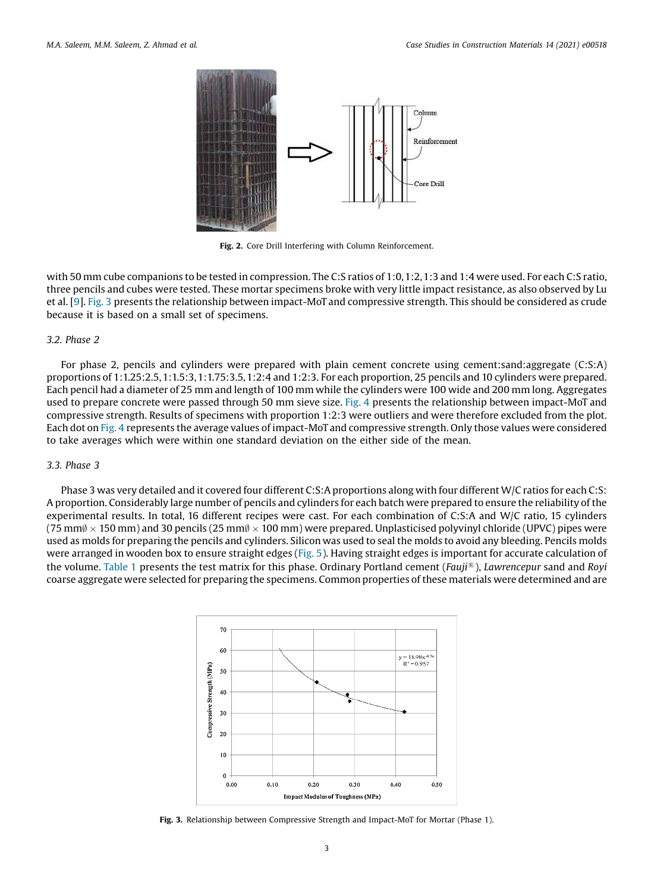Fig. 2. Core Drill Interfering with Column Reinforcement.

with 50 mm cube companions to be tested in compression. The C:S ratios of 1:0, 1:2, 1:3 and 1:4 were used. For each C:S ratio, three pencils and cubes were tested. These mortar specimens broke with very little impact resistance, as also observed by Lu et al. [9]. Fig. 3 presents the relationship between impact-MoT and compressive strength. This should be considered as crude because it is based on a small set of specimens.

### 3.2. Phase 2

For phase 2, pencils and cylinders were prepared with plain cement concrete using cement:sand:aggregate (C:S:A) proportions of 1:1.25:2.5, 1:1.5:3, 1:1.75:3.5, 1:2:4 and 1:2:3. For each proportion, 25 pencils and 10 cylinders were prepared. Each pencil had a diameter of 25 mm and length of 100 mm while the cylinders were 100 wide and 200 mm long. Aggregates used to prepare concrete were passed through 50 mm sieve size. Fig. 4 presents the relationship between impact-MoT and compressive strength. Results of specimens with proportion 1:2:3 were outliers and were therefore excluded from the plot. Each dot on Fig. 4 represents the average values of impact-MoT and compressive strength. Only those values were considered to take averages which were within one standard deviation on the either side of the mean.

### 3.3. Phase 3

Phase 3 was very detailed and it covered four different C:S:A proportions along with four different W/C ratios for each C:S:A proportion. Considerably large number of pencils and cylinders for each batch were prepared to ensure the reliability of the experimental results. In total, 16 different recipes were cast. For each combination of C:S:A and W/C ratio, 15 cylinders (75 mm∅ × 150 mm) and 30 pencils (25 mm∅ × 100 mm) were prepared. Unplasticised polyvinyl chloride (UPVC) pipes were used as molds for preparing the pencils and cylinders. Silicon was used to seal the molds to avoid any bleeding. Pencils molds were arranged in wooden box to ensure straight edges (Fig. 5). Having straight edges is important for accurate calculation of the volume. Table 1 presents the test matrix for this phase. Ordinary Portland cement (*Fauji*®), *Lawrencepur* sand and *Royi* coarse aggregate were selected for preparing the specimens. Common properties of these materials were determined and are

Fig. 3. Relationship between Compressive Strength and Impact-MoT for Mortar (Phase 1).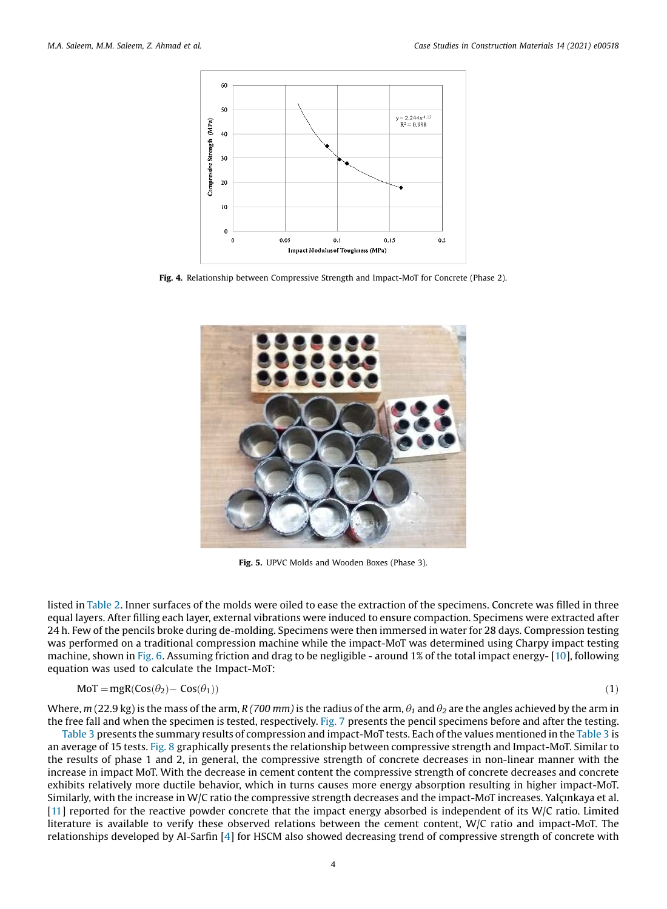Fig. 4. Relationship between Compressive Strength and Impact-MoT for Concrete (Phase 2).

Fig. 5. UPVC Molds and Wooden Boxes (Phase 3).

listed in Table 2. Inner surfaces of the molds were oiled to ease the extraction of the specimens. Concrete was filled in three equal layers. After filling each layer, external vibrations were induced to ensure compaction. Specimens were extracted after 24 h. Few of the pencils broke during de-molding. Specimens were then immersed in water for 28 days. Compression testing was performed on a traditional compression machine while the impact-MoT was determined using Charpy impact testing machine, shown in Fig. 6. Assuming friction and drag to be negligible - around 1% of the total impact energy- [10], following equation was used to calculate the Impact-MoT:

$$\text{MoT} = \text{mgR}(\text{Cos}(\theta_2) - \text{Cos}(\theta_1)) \quad (1)$$

Where, *m* (22.9 kg) is the mass of the arm, *R (700 mm)* is the radius of the arm, $\theta_1$ and $\theta_2$ are the angles achieved by the arm in the free fall and when the specimen is tested, respectively. Fig. 7 presents the pencil specimens before and after the testing.

Table 3 presents the summary results of compression and impact-MoT tests. Each of the values mentioned in the Table 3 is an average of 15 tests. Fig. 8 graphically presents the relationship between compressive strength and Impact-MoT. Similar to the results of phase 1 and 2, in general, the compressive strength of concrete decreases in non-linear manner with the increase in impact MoT. With the decrease in cement content the compressive strength of concrete decreases and concrete exhibits relatively more ductile behavior, which in turns causes more energy absorption resulting in higher impact-MoT. Similarly, with the increase in W/C ratio the compressive strength decreases and the impact-MoT increases. Yalçınkaya et al. [11] reported for the reactive powder concrete that the impact energy absorbed is independent of its W/C ratio. Limited literature is available to verify these observed relations between the cement content, W/C ratio and impact-MoT. The relationships developed by Al-Sarfin [4] for HSCM also showed decreasing trend of compressive strength of concrete with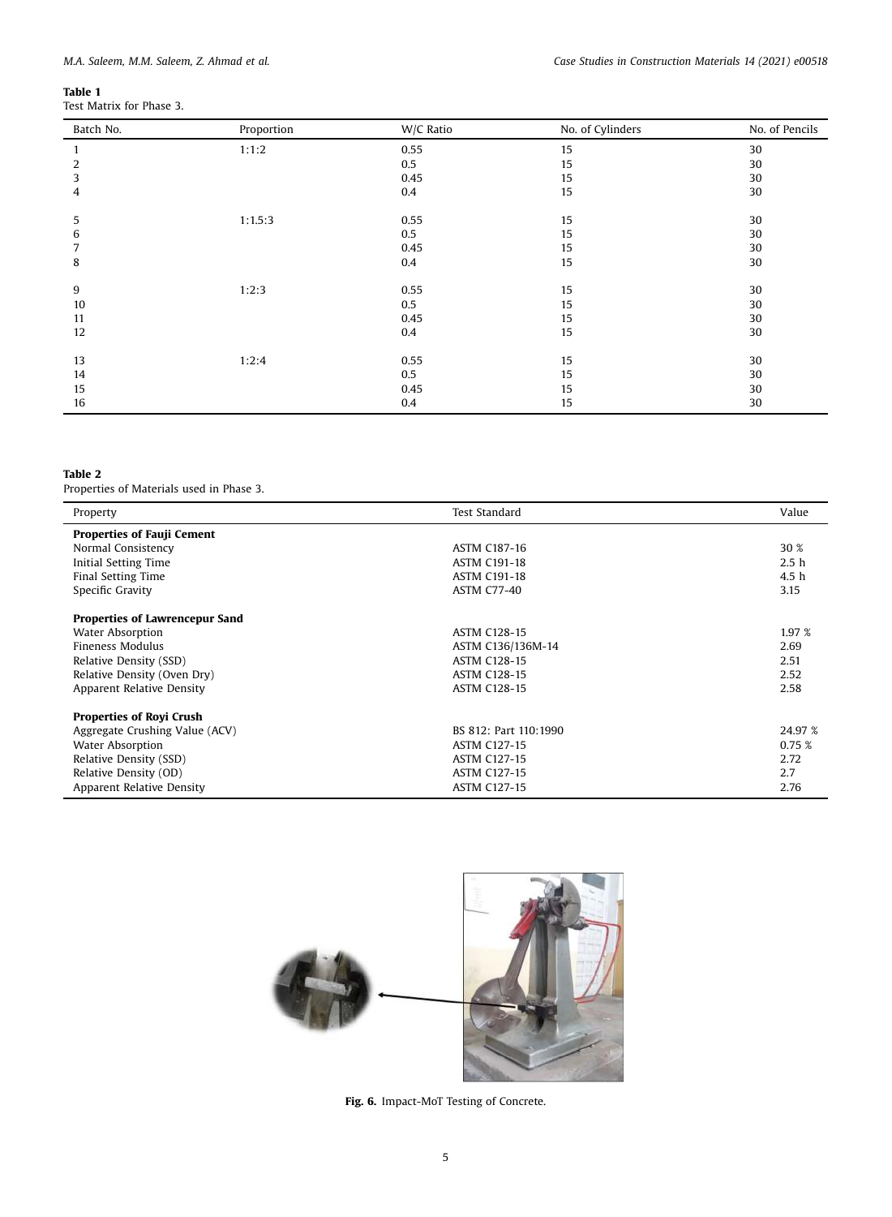**Table 1**
Test Matrix for Phase 3.

| Batch No. | Proportion | W/C Ratio | No. of Cylinders | No. of Pencils |
|---|---|---|---|---|
| 1 | 1:1:2 | 0.55 | 15 | 30 |
| 2 | | 0.5 | 15 | 30 |
| 3 | | 0.45 | 15 | 30 |
| 4 | | 0.4 | 15 | 30 |
| 5 | 1:1.5:3 | 0.55 | 15 | 30 |
| 6 | | 0.5 | 15 | 30 |
| 7 | | 0.45 | 15 | 30 |
| 8 | | 0.4 | 15 | 30 |
| 9 | 1:2:3 | 0.55 | 15 | 30 |
| 10 | | 0.5 | 15 | 30 |
| 11 | | 0.45 | 15 | 30 |
| 12 | | 0.4 | 15 | 30 |
| 13 | 1:2:4 | 0.55 | 15 | 30 |
| 14 | | 0.5 | 15 | 30 |
| 15 | | 0.45 | 15 | 30 |
| 16 | | 0.4 | 15 | 30 |

**Table 2**
Properties of Materials used in Phase 3.

| Property | Test Standard | Value |
|---|---|---|
| **Properties of Fauji Cement** | | |
| Normal Consistency | ASTM C187-16 | 30 % |
| Initial Setting Time | ASTM C191-18 | 2.5 h |
| Final Setting Time | ASTM C191-18 | 4.5 h |
| Specific Gravity | ASTM C77-40 | 3.15 |
| **Properties of Lawrencepur Sand** | | |
| Water Absorption | ASTM C128-15 | 1.97 % |
| Fineness Modulus | ASTM C136/136M-14 | 2.69 |
| Relative Density (SSD) | ASTM C128-15 | 2.51 |
| Relative Density (Oven Dry) | ASTM C128-15 | 2.52 |
| Apparent Relative Density | ASTM C128-15 | 2.58 |
| **Properties of Royi Crush** | | |
| Aggregate Crushing Value (ACV) | BS 812: Part 110:1990 | 24.97 % |
| Water Absorption | ASTM C127-15 | 0.75 % |
| Relative Density (SSD) | ASTM C127-15 | 2.72 |
| Relative Density (OD) | ASTM C127-15 | 2.7 |
| Apparent Relative Density | ASTM C127-15 | 2.76 |

**Fig. 6.** Impact-MoT Testing of Concrete.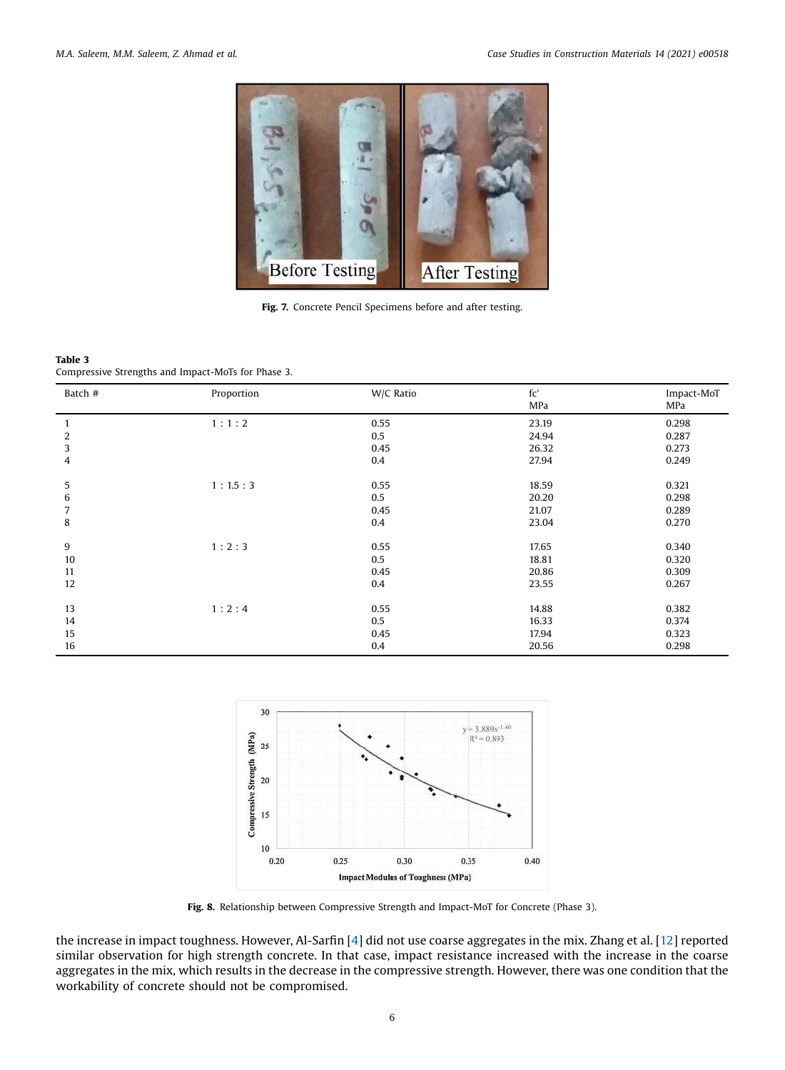Fig. 7. Concrete Pencil Specimens before and after testing.

**Table 3**
Compressive Strengths and Impact-MoTs for Phase 3.

| Batch # | Proportion | W/C Ratio | fc' MPa | Impact-MoT MPa |
|---|---|---|---|---|
| 1 | 1 : 1 : 2 | 0.55 | 23.19 | 0.298 |
| 2 | | 0.5 | 24.94 | 0.287 |
| 3 | | 0.45 | 26.32 | 0.273 |
| 4 | | 0.4 | 27.94 | 0.249 |
| 5 | 1 : 1.5 : 3 | 0.55 | 18.59 | 0.321 |
| 6 | | 0.5 | 20.20 | 0.298 |
| 7 | | 0.45 | 21.07 | 0.289 |
| 8 | | 0.4 | 23.04 | 0.270 |
| 9 | 1 : 2 : 3 | 0.55 | 17.65 | 0.340 |
| 10 | | 0.5 | 18.81 | 0.320 |
| 11 | | 0.45 | 20.86 | 0.309 |
| 12 | | 0.4 | 23.55 | 0.267 |
| 13 | 1 : 2 : 4 | 0.55 | 14.88 | 0.382 |
| 14 | | 0.5 | 16.33 | 0.374 |
| 15 | | 0.45 | 17.94 | 0.323 |
| 16 | | 0.4 | 20.56 | 0.298 |

Fig. 8. Relationship between Compressive Strength and Impact-MoT for Concrete (Phase 3).

the increase in impact toughness. However, Al-Sarfin [4] did not use coarse aggregates in the mix. Zhang et al. [12] reported similar observation for high strength concrete. In that case, impact resistance increased with the increase in the coarse aggregates in the mix, which results in the decrease in the compressive strength. However, there was one condition that the workability of concrete should not be compromised.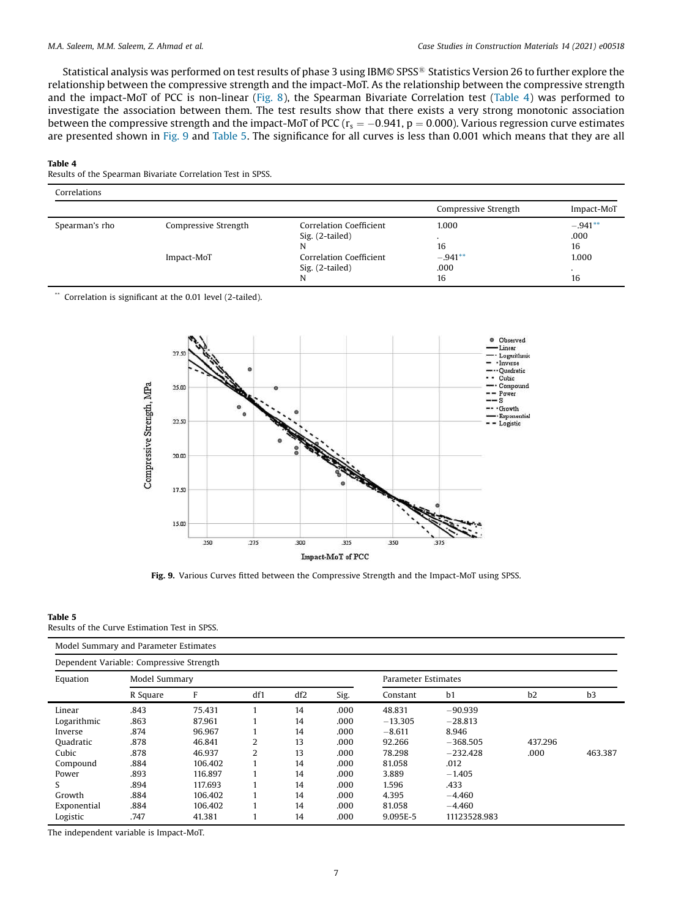Statistical analysis was performed on test results of phase 3 using IBM© SPSS® Statistics Version 26 to further explore the relationship between the compressive strength and the impact-MoT. As the relationship between the compressive strength and the impact-MoT of PCC is non-linear (Fig. 8), the Spearman Bivariate Correlation test (Table 4) was performed to investigate the association between them. The test results show that there exists a very strong monotonic association between the compressive strength and the impact-MoT of PCC ($r_s = -0.941$, $p = 0.000$). Various regression curve estimates are presented shown in Fig. 9 and Table 5. The significance for all curves is less than 0.001 which means that they are all

**Table 4**
Results of the Spearman Bivariate Correlation Test in SPSS.

| Correlations | | | | |
|---|---|---|---|---|
| | | | Compressive Strength | Impact-MoT |
| Spearman's rho | Compressive Strength | Correlation Coefficient | 1.000 | −.941** |
| | | Sig. (2-tailed) | . | .000 |
| | | N | 16 | 16 |
| | Impact-MoT | Correlation Coefficient | −.941** | 1.000 |
| | | Sig. (2-tailed) | .000 | . |
| | | N | 16 | 16 |

** Correlation is significant at the 0.01 level (2-tailed).

**Fig. 9.** Various Curves fitted between the Compressive Strength and the Impact-MoT using SPSS.

**Table 5**
Results of the Curve Estimation Test in SPSS.

| Model Summary and Parameter Estimates | | | | | | | | | |
|---|---|---|---|---|---|---|---|---|---|
| Dependent Variable: Compressive Strength | | | | | | | | | |
| Equation | Model Summary | | | | | Parameter Estimates | | | |
| | R Square | F | df1 | df2 | Sig. | Constant | b1 | b2 | b3 |
| Linear | .843 | 75.431 | 1 | 14 | .000 | 48.831 | −90.939 | | |
| Logarithmic | .863 | 87.961 | 1 | 14 | .000 | −13.305 | −28.813 | | |
| Inverse | .874 | 96.967 | 1 | 14 | .000 | −8.611 | 8.946 | | |
| Quadratic | .878 | 46.841 | 2 | 13 | .000 | 92.266 | −368.505 | 437.296 | |
| Cubic | .878 | 46.937 | 2 | 13 | .000 | 78.298 | −232.428 | .000 | 463.387 |
| Compound | .884 | 106.402 | 1 | 14 | .000 | 81.058 | .012 | | |
| Power | .893 | 116.897 | 1 | 14 | .000 | 3.889 | −1.405 | | |
| S | .894 | 117.693 | 1 | 14 | .000 | 1.596 | .433 | | |
| Growth | .884 | 106.402 | 1 | 14 | .000 | 4.395 | −4.460 | | |
| Exponential | .884 | 106.402 | 1 | 14 | .000 | 81.058 | −4.460 | | |
| Logistic | .747 | 41.381 | 1 | 14 | .000 | 9.095E-5 | 11123528.983 | | |

The independent variable is Impact-MoT.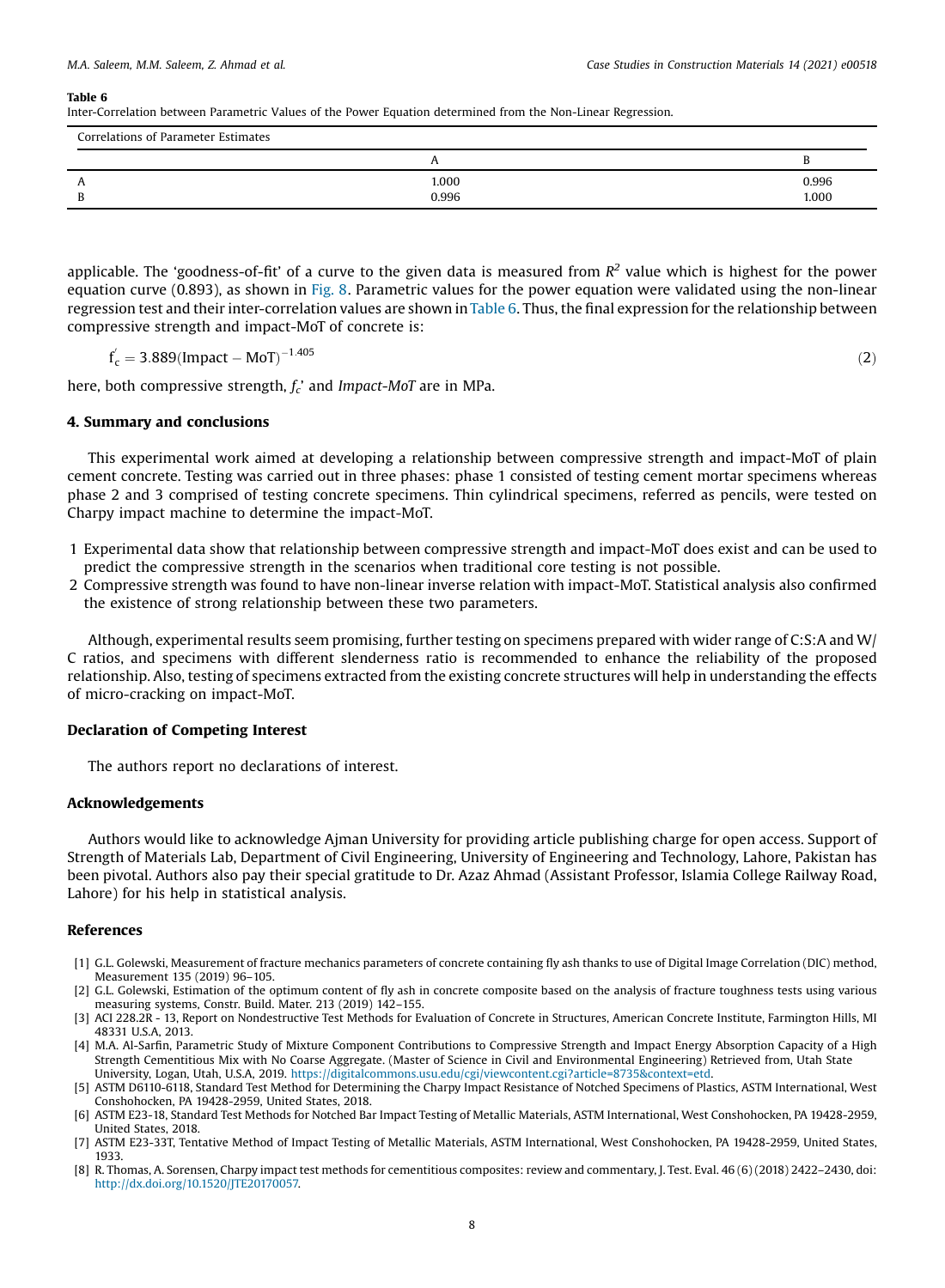**Table 6**
Inter-Correlation between Parametric Values of the Power Equation determined from the Non-Linear Regression.

| Correlations of Parameter Estimates | | |
|---|---|---|
| | A | B |
| A | 1.000 | 0.996 |
| B | 0.996 | 1.000 |

applicable. The 'goodness-of-fit' of a curve to the given data is measured from $R^2$ value which is highest for the power equation curve (0.893), as shown in Fig. 8. Parametric values for the power equation were validated using the non-linear regression test and their inter-correlation values are shown in Table 6. Thus, the final expression for the relationship between compressive strength and impact-MoT of concrete is:

$$f_c^{'} = 3.889(\text{Impact} - \text{MoT})^{-1.405} \tag{2}$$

here, both compressive strength, $f_c$' and *Impact-MoT* are in MPa.

## 4. Summary and conclusions

This experimental work aimed at developing a relationship between compressive strength and impact-MoT of plain cement concrete. Testing was carried out in three phases: phase 1 consisted of testing cement mortar specimens whereas phase 2 and 3 comprised of testing concrete specimens. Thin cylindrical specimens, referred as pencils, were tested on Charpy impact machine to determine the impact-MoT.

1 Experimental data show that relationship between compressive strength and impact-MoT does exist and can be used to predict the compressive strength in the scenarios when traditional core testing is not possible.
2 Compressive strength was found to have non-linear inverse relation with impact-MoT. Statistical analysis also confirmed the existence of strong relationship between these two parameters.

Although, experimental results seem promising, further testing on specimens prepared with wider range of C:S:A and W/C ratios, and specimens with different slenderness ratio is recommended to enhance the reliability of the proposed relationship. Also, testing of specimens extracted from the existing concrete structures will help in understanding the effects of micro-cracking on impact-MoT.

## Declaration of Competing Interest

The authors report no declarations of interest.

## Acknowledgements

Authors would like to acknowledge Ajman University for providing article publishing charge for open access. Support of Strength of Materials Lab, Department of Civil Engineering, University of Engineering and Technology, Lahore, Pakistan has been pivotal. Authors also pay their special gratitude to Dr. Azaz Ahmad (Assistant Professor, Islamia College Railway Road, Lahore) for his help in statistical analysis.

## References

[1] G.L. Golewski, Measurement of fracture mechanics parameters of concrete containing fly ash thanks to use of Digital Image Correlation (DIC) method, Measurement 135 (2019) 96–105.
[2] G.L. Golewski, Estimation of the optimum content of fly ash in concrete composite based on the analysis of fracture toughness tests using various measuring systems, Constr. Build. Mater. 213 (2019) 142–155.
[3] ACI 228.2R - 13, Report on Nondestructive Test Methods for Evaluation of Concrete in Structures, American Concrete Institute, Farmington Hills, MI 48331 U.S.A, 2013.
[4] M.A. Al-Sarfin, Parametric Study of Mixture Component Contributions to Compressive Strength and Impact Energy Absorption Capacity of a High Strength Cementitious Mix with No Coarse Aggregate. (Master of Science in Civil and Environmental Engineering) Retrieved from, Utah State University, Logan, Utah, U.S.A, 2019. https://digitalcommons.usu.edu/cgi/viewcontent.cgi?article=8735&context=etd.
[5] ASTM D6110-6118, Standard Test Method for Determining the Charpy Impact Resistance of Notched Specimens of Plastics, ASTM International, West Conshohocken, PA 19428-2959, United States, 2018.
[6] ASTM E23-18, Standard Test Methods for Notched Bar Impact Testing of Metallic Materials, ASTM International, West Conshohocken, PA 19428-2959, United States, 2018.
[7] ASTM E23-33T, Tentative Method of Impact Testing of Metallic Materials, ASTM International, West Conshohocken, PA 19428-2959, United States, 1933.
[8] R. Thomas, A. Sorensen, Charpy impact test methods for cementitious composites: review and commentary, J. Test. Eval. 46 (6) (2018) 2422–2430, doi: http://dx.doi.org/10.1520/JTE20170057.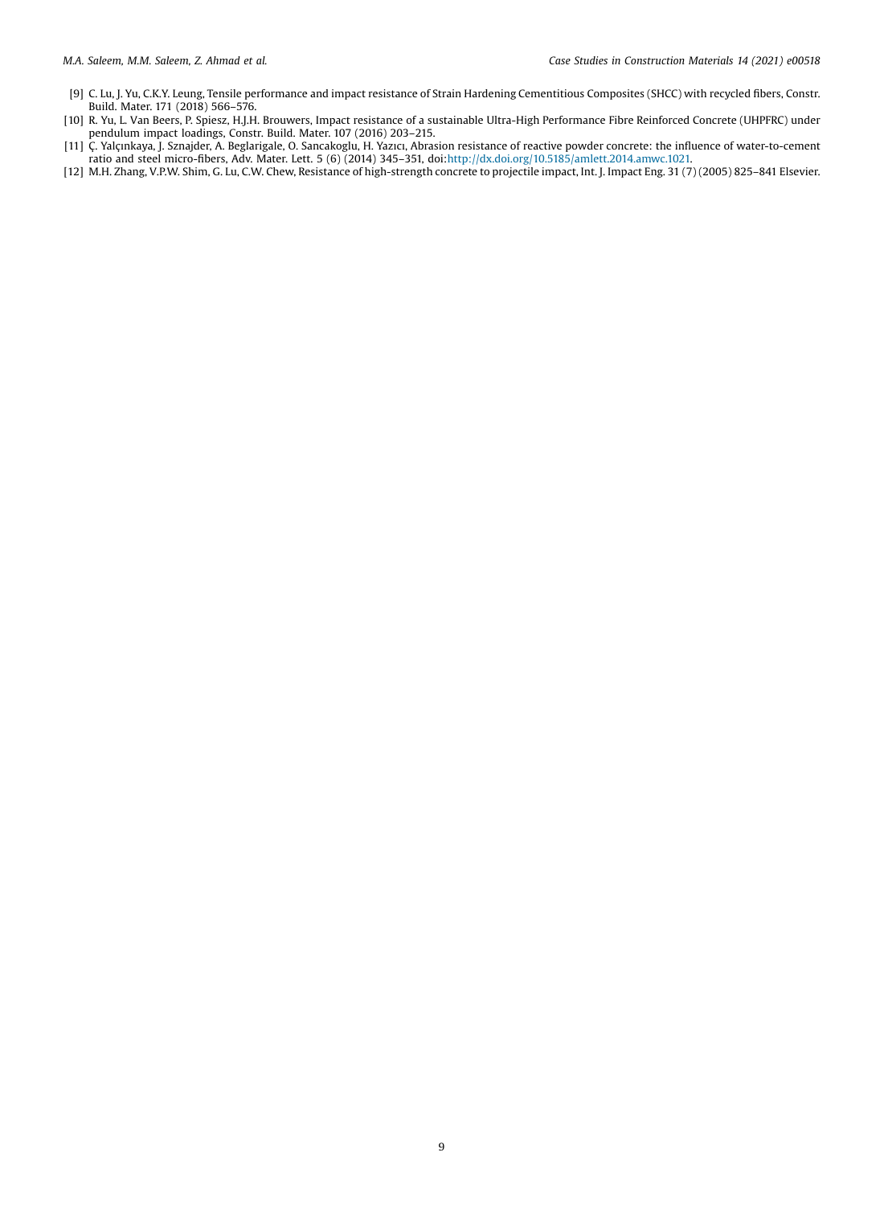[9] C. Lu, J. Yu, C.K.Y. Leung, Tensile performance and impact resistance of Strain Hardening Cementitious Composites (SHCC) with recycled fibers, Constr. Build. Mater. 171 (2018) 566–576.

[10] R. Yu, L. Van Beers, P. Spiesz, H.J.H. Brouwers, Impact resistance of a sustainable Ultra-High Performance Fibre Reinforced Concrete (UHPFRC) under pendulum impact loadings, Constr. Build. Mater. 107 (2016) 203–215.

[11] Ç. Yalçınkaya, J. Sznajder, A. Beglarigale, O. Sancakoglu, H. Yazıcı, Abrasion resistance of reactive powder concrete: the influence of water-to-cement ratio and steel micro-fibers, Adv. Mater. Lett. 5 (6) (2014) 345–351, doi:http://dx.doi.org/10.5185/amlett.2014.amwc.1021.

[12] M.H. Zhang, V.P.W. Shim, G. Lu, C.W. Chew, Resistance of high-strength concrete to projectile impact, Int. J. Impact Eng. 31 (7) (2005) 825–841 Elsevier.